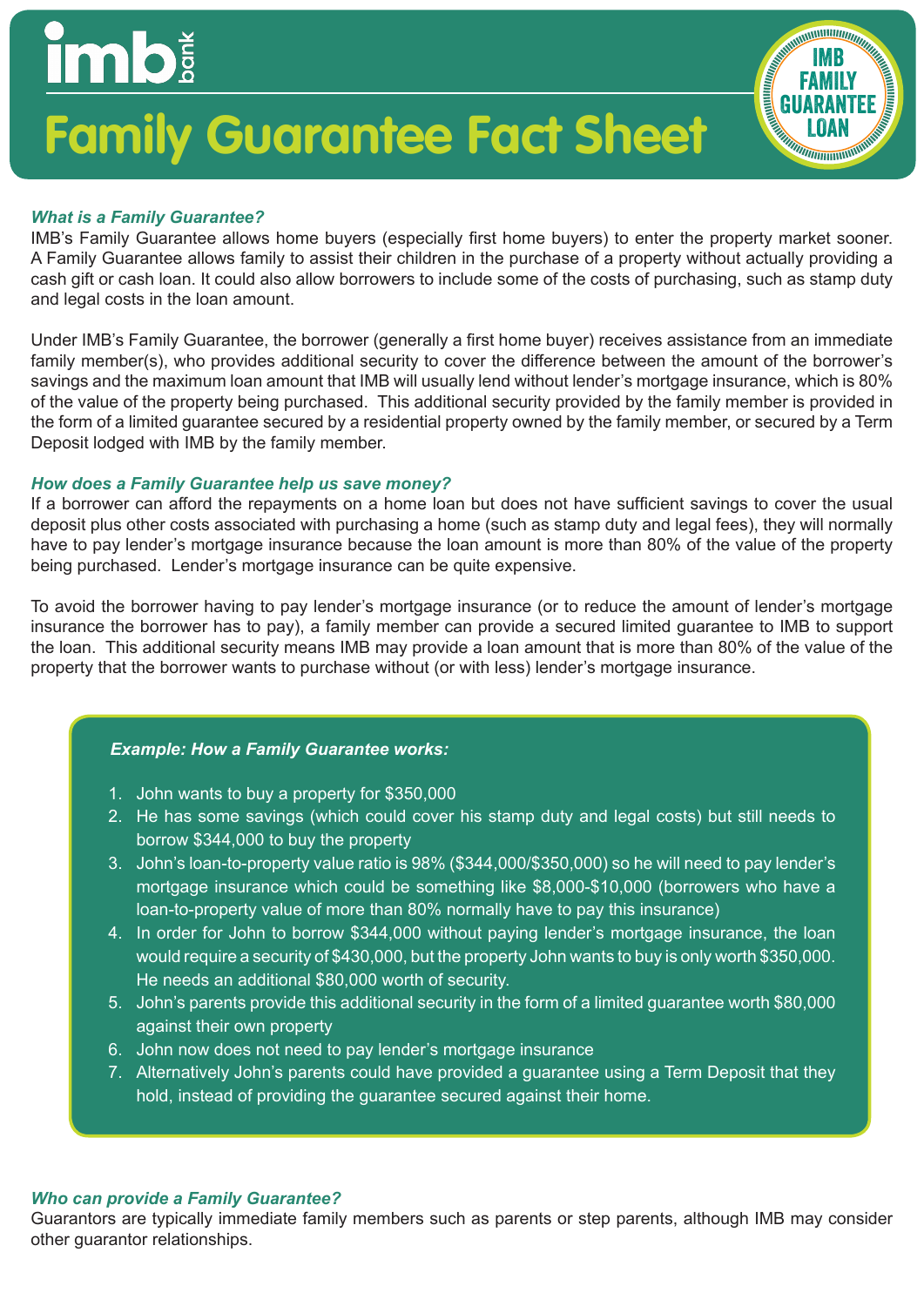imb bank

# Family Guarantee Fact Sheet

IMB FAMILY GUARANTEE LOAN

### *What is a Family Guarantee?*

IMB's Family Guarantee allows home buyers (especially first home buyers) to enter the property market sooner. A Family Guarantee allows family to assist their children in the purchase of a property without actually providing a cash gift or cash loan. It could also allow borrowers to include some of the costs of purchasing, such as stamp duty and legal costs in the loan amount.

Under IMB's Family Guarantee, the borrower (generally a first home buyer) receives assistance from an immediate family member(s), who provides additional security to cover the difference between the amount of the borrower's savings and the maximum loan amount that IMB will usually lend without lender's mortgage insurance, which is 80% of the value of the property being purchased. This additional security provided by the family member is provided in the form of a limited guarantee secured by a residential property owned by the family member, or secured by a Term Deposit lodged with IMB by the family member.

### *How does a Family Guarantee help us save money?*

If a borrower can afford the repayments on a home loan but does not have sufficient savings to cover the usual deposit plus other costs associated with purchasing a home (such as stamp duty and legal fees), they will normally have to pay lender's mortgage insurance because the loan amount is more than 80% of the value of the property being purchased. Lender's mortgage insurance can be quite expensive.

To avoid the borrower having to pay lender's mortgage insurance (or to reduce the amount of lender's mortgage insurance the borrower has to pay), a family member can provide a secured limited guarantee to IMB to support the loan. This additional security means IMB may provide a loan amount that is more than 80% of the value of the property that the borrower wants to purchase without (or with less) lender's mortgage insurance.

#### *Example: How a Family Guarantee works:*

1. John wants to buy a property for $350,000
2. He has some savings (which could cover his stamp duty and legal costs) but still needs to borrow $344,000 to buy the property
3. John's loan-to-property value ratio is 98% ($344,000/$350,000) so he will need to pay lender's mortgage insurance which could be something like $8,000-$10,000 (borrowers who have a loan-to-property value of more than 80% normally have to pay this insurance)
4. In order for John to borrow $344,000 without paying lender's mortgage insurance, the loan would require a security of $430,000, but the property John wants to buy is only worth $350,000. He needs an additional $80,000 worth of security.
5. John's parents provide this additional security in the form of a limited guarantee worth $80,000 against their own property
6. John now does not need to pay lender's mortgage insurance
7. Alternatively John's parents could have provided a guarantee using a Term Deposit that they hold, instead of providing the guarantee secured against their home.

### *Who can provide a Family Guarantee?*

Guarantors are typically immediate family members such as parents or step parents, although IMB may consider other guarantor relationships.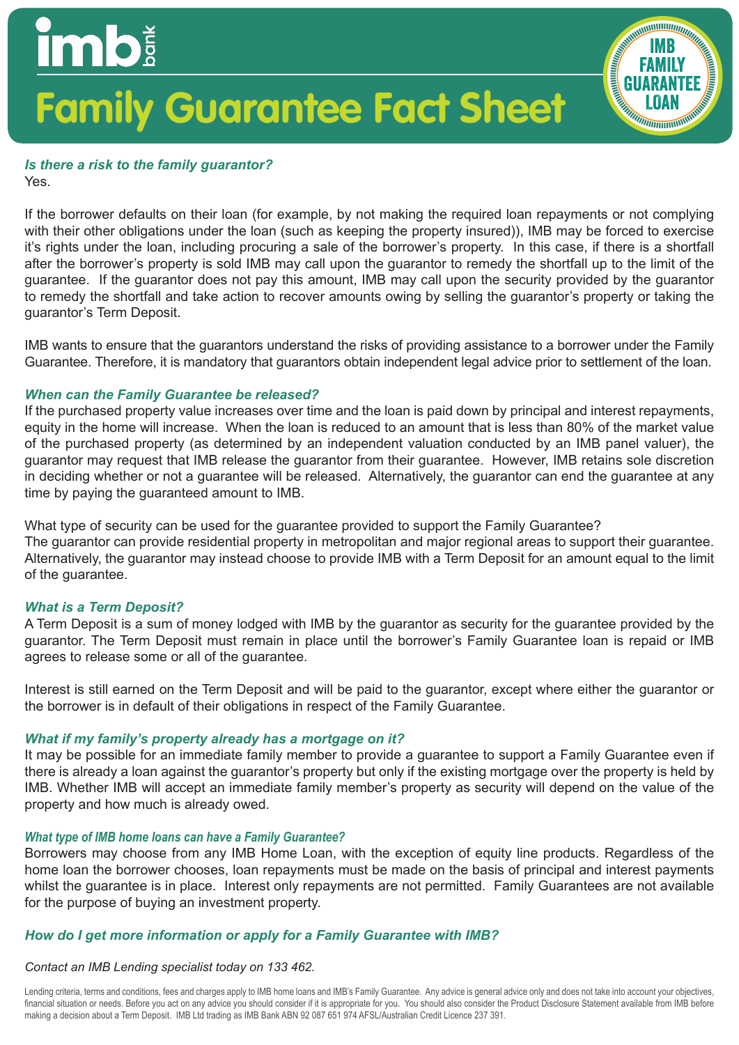# Family Guarantee Fact Sheet

IMB FAMILY GUARANTEE LOAN

***Is there a risk to the family guarantor?***

Yes.

If the borrower defaults on their loan (for example, by not making the required loan repayments or not complying with their other obligations under the loan (such as keeping the property insured)), IMB may be forced to exercise it's rights under the loan, including procuring a sale of the borrower's property. In this case, if there is a shortfall after the borrower's property is sold IMB may call upon the guarantor to remedy the shortfall up to the limit of the guarantee. If the guarantor does not pay this amount, IMB may call upon the security provided by the guarantor to remedy the shortfall and take action to recover amounts owing by selling the guarantor's property or taking the guarantor's Term Deposit.

IMB wants to ensure that the guarantors understand the risks of providing assistance to a borrower under the Family Guarantee. Therefore, it is mandatory that guarantors obtain independent legal advice prior to settlement of the loan.

***When can the Family Guarantee be released?***

If the purchased property value increases over time and the loan is paid down by principal and interest repayments, equity in the home will increase. When the loan is reduced to an amount that is less than 80% of the market value of the purchased property (as determined by an independent valuation conducted by an IMB panel valuer), the guarantor may request that IMB release the guarantor from their guarantee. However, IMB retains sole discretion in deciding whether or not a guarantee will be released. Alternatively, the guarantor can end the guarantee at any time by paying the guaranteed amount to IMB.

What type of security can be used for the guarantee provided to support the Family Guarantee?

The guarantor can provide residential property in metropolitan and major regional areas to support their guarantee. Alternatively, the guarantor may instead choose to provide IMB with a Term Deposit for an amount equal to the limit of the guarantee.

***What is a Term Deposit?***

A Term Deposit is a sum of money lodged with IMB by the guarantor as security for the guarantee provided by the guarantor. The Term Deposit must remain in place until the borrower's Family Guarantee loan is repaid or IMB agrees to release some or all of the guarantee.

Interest is still earned on the Term Deposit and will be paid to the guarantor, except where either the guarantor or the borrower is in default of their obligations in respect of the Family Guarantee.

***What if my family's property already has a mortgage on it?***

It may be possible for an immediate family member to provide a guarantee to support a Family Guarantee even if there is already a loan against the guarantor's property but only if the existing mortgage over the property is held by IMB. Whether IMB will accept an immediate family member's property as security will depend on the value of the property and how much is already owed.

***What type of IMB home loans can have a Family Guarantee?***

Borrowers may choose from any IMB Home Loan, with the exception of equity line products. Regardless of the home loan the borrower chooses, loan repayments must be made on the basis of principal and interest payments whilst the guarantee is in place. Interest only repayments are not permitted. Family Guarantees are not available for the purpose of buying an investment property.

***How do I get more information or apply for a Family Guarantee with IMB?***

*Contact an IMB Lending specialist today on 133 462.*

Lending criteria, terms and conditions, fees and charges apply to IMB home loans and IMB's Family Guarantee. Any advice is general advice only and does not take into account your objectives, financial situation or needs. Before you act on any advice you should consider if it is appropriate for you. You should also consider the Product Disclosure Statement available from IMB before making a decision about a Term Deposit. IMB Ltd trading as IMB Bank ABN 92 087 651 974 AFSL/Australian Credit Licence 237 391.